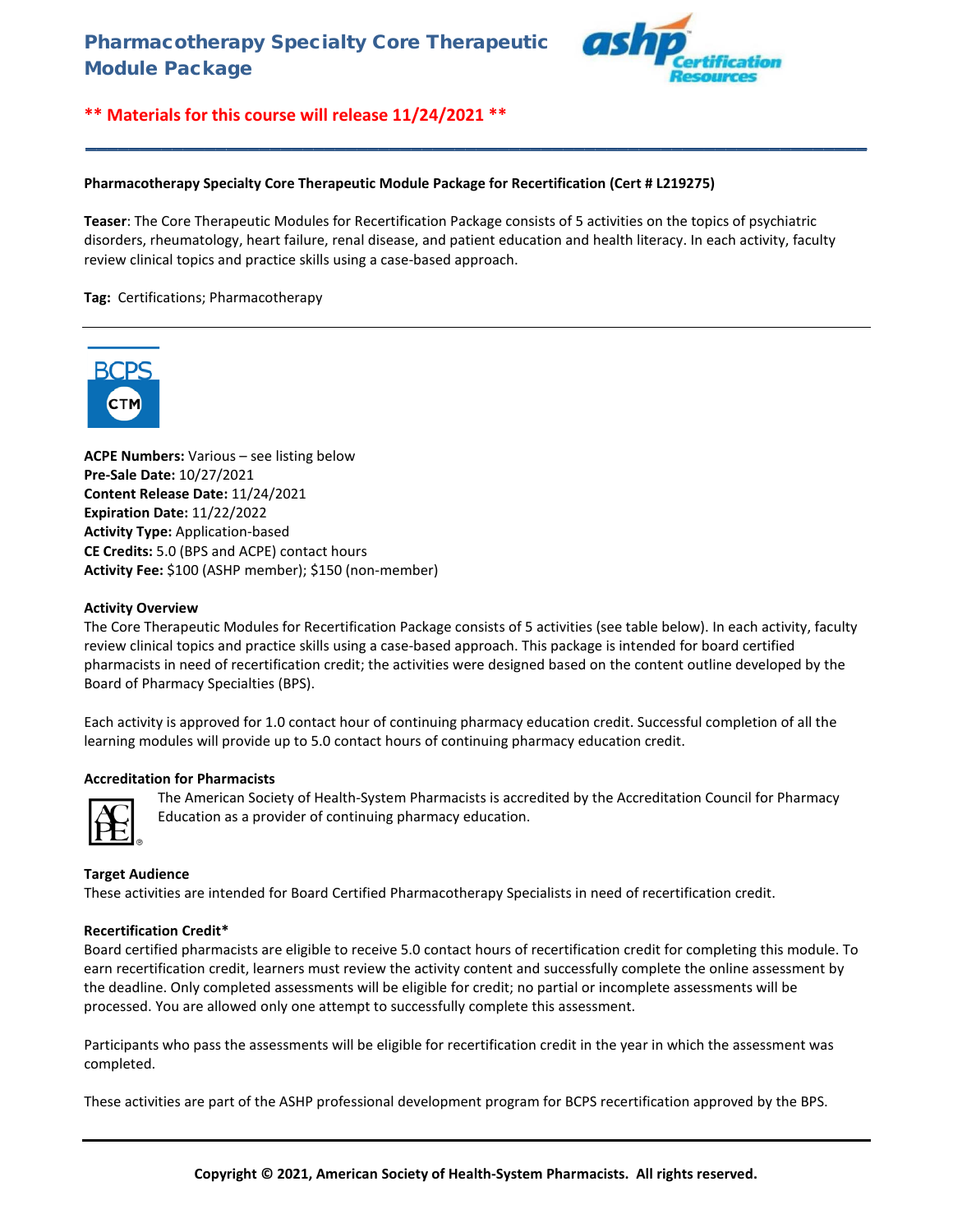# Pharmacotherapy Specialty Core Therapeutic Module Package

**\*\* Materials for this course will release 11/24/2021 \*\***

**Pharmacotherapy Specialty Core Therapeutic Module Package for Recertification (Cert # L219275)**

**Teaser**: The Core Therapeutic Modules for Recertification Package consists of 5 activities on the topics of psychiatric disorders, rheumatology, heart failure, renal disease, and patient education and health literacy. In each activity, faculty review clinical topics and practice skills using a case-based approach.

**Tag:** Certifications; Pharmacotherapy

**ACPE Numbers:** Various – see listing below
**Pre-Sale Date:** 10/27/2021
**Content Release Date:** 11/24/2021
**Expiration Date:** 11/22/2022
**Activity Type:** Application-based
**CE Credits:** 5.0 (BPS and ACPE) contact hours
**Activity Fee:** $100 (ASHP member); $150 (non-member)

**Activity Overview**

The Core Therapeutic Modules for Recertification Package consists of 5 activities (see table below). In each activity, faculty review clinical topics and practice skills using a case-based approach. This package is intended for board certified pharmacists in need of recertification credit; the activities were designed based on the content outline developed by the Board of Pharmacy Specialties (BPS).

Each activity is approved for 1.0 contact hour of continuing pharmacy education credit. Successful completion of all the learning modules will provide up to 5.0 contact hours of continuing pharmacy education credit.

**Accreditation for Pharmacists**

The American Society of Health-System Pharmacists is accredited by the Accreditation Council for Pharmacy Education as a provider of continuing pharmacy education.

**Target Audience**

These activities are intended for Board Certified Pharmacotherapy Specialists in need of recertification credit.

**Recertification Credit\***

Board certified pharmacists are eligible to receive 5.0 contact hours of recertification credit for completing this module. To earn recertification credit, learners must review the activity content and successfully complete the online assessment by the deadline. Only completed assessments will be eligible for credit; no partial or incomplete assessments will be processed. You are allowed only one attempt to successfully complete this assessment.

Participants who pass the assessments will be eligible for recertification credit in the year in which the assessment was completed.

These activities are part of the ASHP professional development program for BCPS recertification approved by the BPS.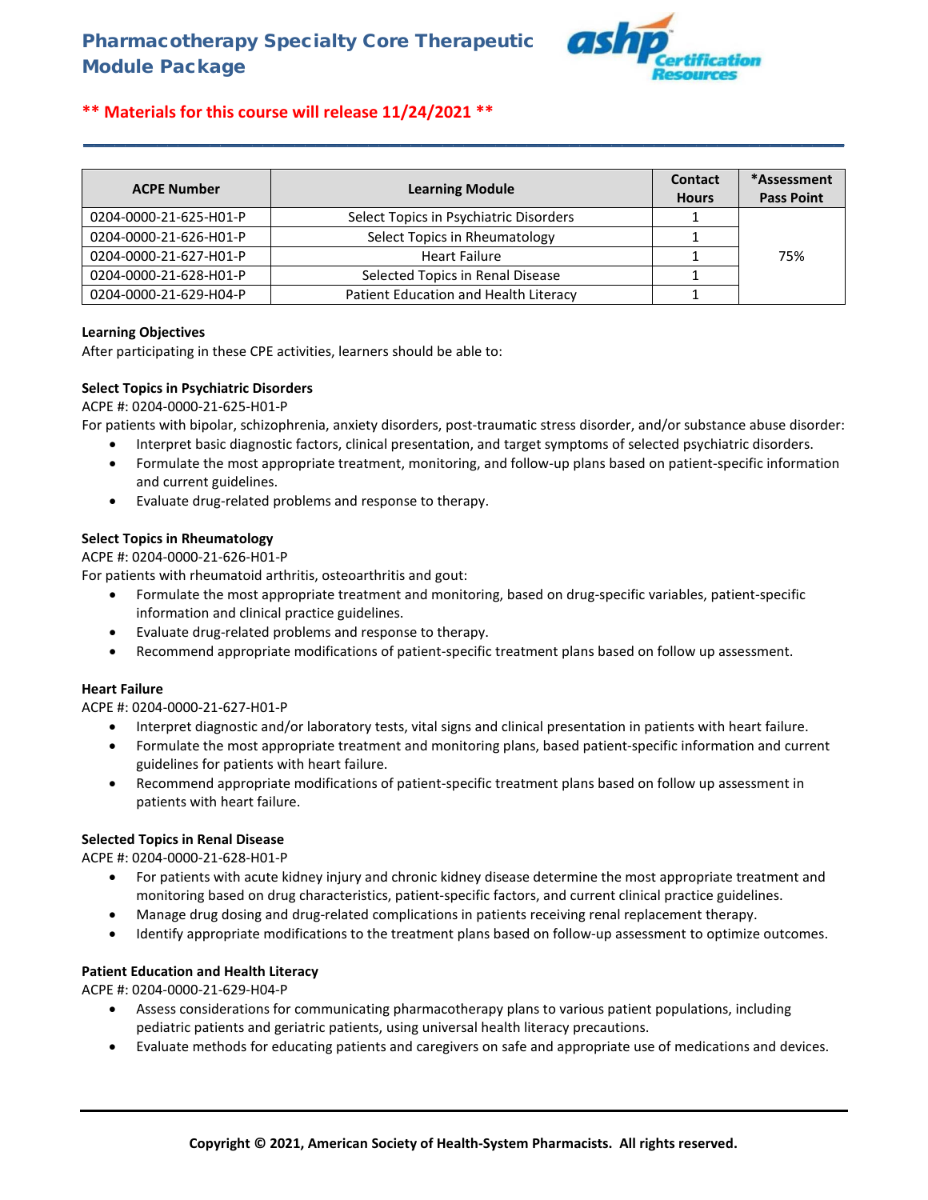# Pharmacotherapy Specialty Core Therapeutic Module Package

**\*\* Materials for this course will release 11/24/2021 \*\***

| ACPE Number | Learning Module | Contact Hours | *Assessment Pass Point |
|---|---|---|---|
| 0204-0000-21-625-H01-P | Select Topics in Psychiatric Disorders | 1 | 75% |
| 0204-0000-21-626-H01-P | Select Topics in Rheumatology | 1 | |
| 0204-0000-21-627-H01-P | Heart Failure | 1 | |
| 0204-0000-21-628-H01-P | Selected Topics in Renal Disease | 1 | |
| 0204-0000-21-629-H04-P | Patient Education and Health Literacy | 1 | |

**Learning Objectives**

After participating in these CPE activities, learners should be able to:

**Select Topics in Psychiatric Disorders**

ACPE #: 0204-0000-21-625-H01-P

For patients with bipolar, schizophrenia, anxiety disorders, post-traumatic stress disorder, and/or substance abuse disorder:

- Interpret basic diagnostic factors, clinical presentation, and target symptoms of selected psychiatric disorders.
- Formulate the most appropriate treatment, monitoring, and follow-up plans based on patient-specific information and current guidelines.
- Evaluate drug-related problems and response to therapy.

**Select Topics in Rheumatology**

ACPE #: 0204-0000-21-626-H01-P

For patients with rheumatoid arthritis, osteoarthritis and gout:

- Formulate the most appropriate treatment and monitoring, based on drug-specific variables, patient-specific information and clinical practice guidelines.
- Evaluate drug-related problems and response to therapy.
- Recommend appropriate modifications of patient-specific treatment plans based on follow up assessment.

**Heart Failure**

ACPE #: 0204-0000-21-627-H01-P

- Interpret diagnostic and/or laboratory tests, vital signs and clinical presentation in patients with heart failure.
- Formulate the most appropriate treatment and monitoring plans, based patient-specific information and current guidelines for patients with heart failure.
- Recommend appropriate modifications of patient-specific treatment plans based on follow up assessment in patients with heart failure.

**Selected Topics in Renal Disease**

ACPE #: 0204-0000-21-628-H01-P

- For patients with acute kidney injury and chronic kidney disease determine the most appropriate treatment and monitoring based on drug characteristics, patient-specific factors, and current clinical practice guidelines.
- Manage drug dosing and drug-related complications in patients receiving renal replacement therapy.
- Identify appropriate modifications to the treatment plans based on follow-up assessment to optimize outcomes.

**Patient Education and Health Literacy**

ACPE #: 0204-0000-21-629-H04-P

- Assess considerations for communicating pharmacotherapy plans to various patient populations, including pediatric patients and geriatric patients, using universal health literacy precautions.
- Evaluate methods for educating patients and caregivers on safe and appropriate use of medications and devices.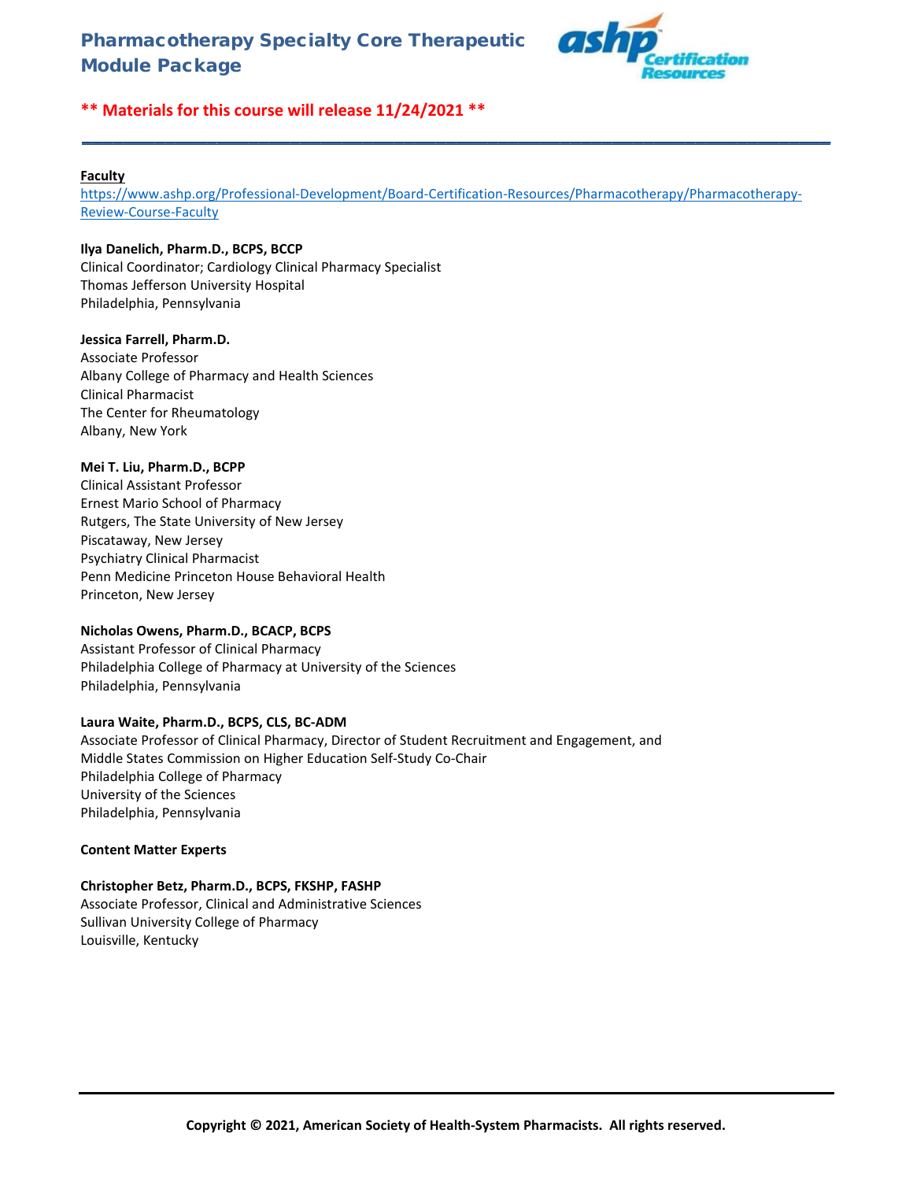# Pharmacotherapy Specialty Core Therapeutic Module Package

**\*\* Materials for this course will release 11/24/2021 \*\***

---

**Faculty**

https://www.ashp.org/Professional-Development/Board-Certification-Resources/Pharmacotherapy/Pharmacotherapy-Review-Course-Faculty

**Ilya Danelich, Pharm.D., BCPS, BCCP**
Clinical Coordinator; Cardiology Clinical Pharmacy Specialist
Thomas Jefferson University Hospital
Philadelphia, Pennsylvania

**Jessica Farrell, Pharm.D.**
Associate Professor
Albany College of Pharmacy and Health Sciences
Clinical Pharmacist
The Center for Rheumatology
Albany, New York

**Mei T. Liu, Pharm.D., BCPP**
Clinical Assistant Professor
Ernest Mario School of Pharmacy
Rutgers, The State University of New Jersey
Piscataway, New Jersey
Psychiatry Clinical Pharmacist
Penn Medicine Princeton House Behavioral Health
Princeton, New Jersey

**Nicholas Owens, Pharm.D., BCACP, BCPS**
Assistant Professor of Clinical Pharmacy
Philadelphia College of Pharmacy at University of the Sciences
Philadelphia, Pennsylvania

**Laura Waite, Pharm.D., BCPS, CLS, BC-ADM**
Associate Professor of Clinical Pharmacy, Director of Student Recruitment and Engagement, and Middle States Commission on Higher Education Self-Study Co-Chair
Philadelphia College of Pharmacy
University of the Sciences
Philadelphia, Pennsylvania

**Content Matter Experts**

**Christopher Betz, Pharm.D., BCPS, FKSHP, FASHP**
Associate Professor, Clinical and Administrative Sciences
Sullivan University College of Pharmacy
Louisville, Kentucky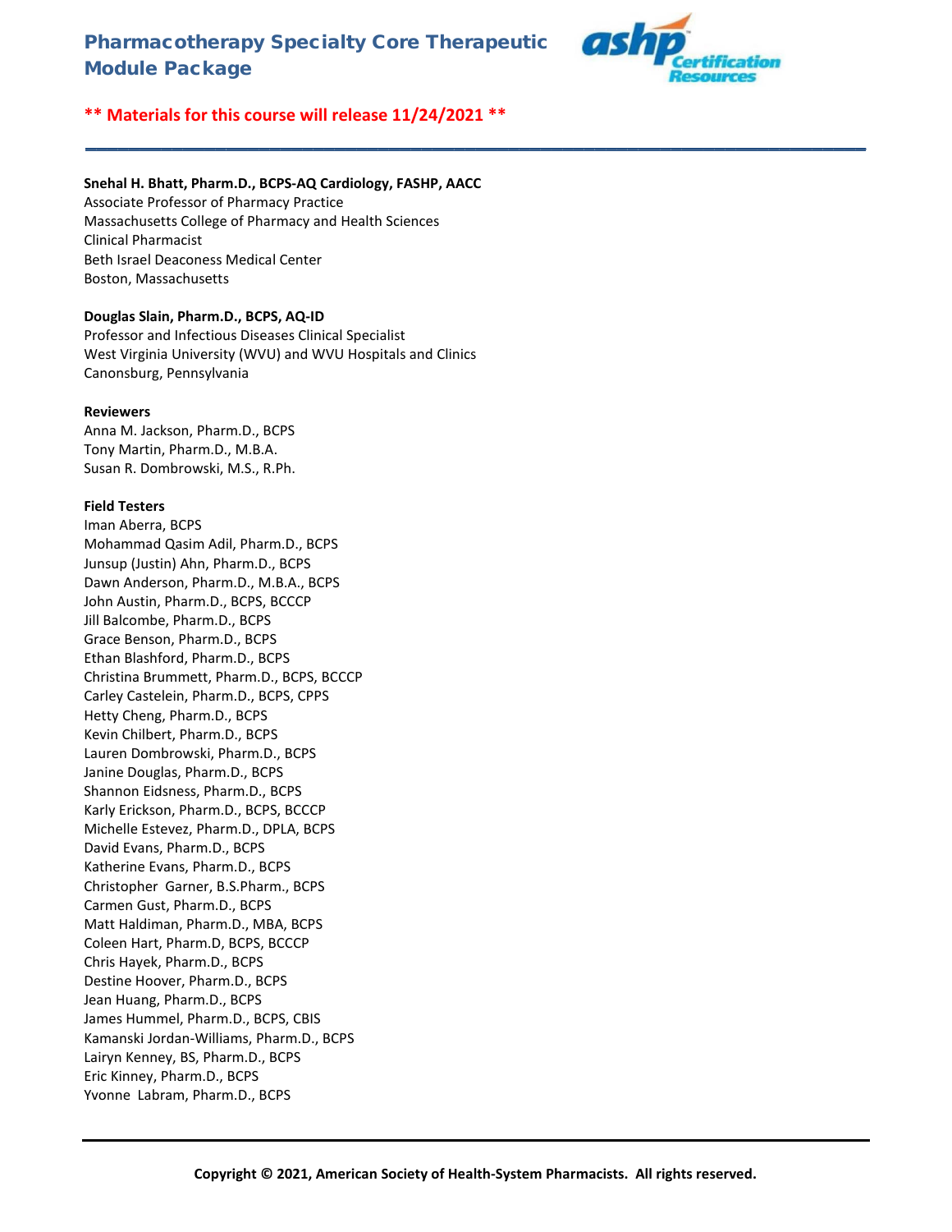# Pharmacotherapy Specialty Core Therapeutic Module Package

**** Materials for this course will release 11/24/2021 ****

---

**Snehal H. Bhatt, Pharm.D., BCPS-AQ Cardiology, FASHP, AACC**
Associate Professor of Pharmacy Practice
Massachusetts College of Pharmacy and Health Sciences
Clinical Pharmacist
Beth Israel Deaconess Medical Center
Boston, Massachusetts

**Douglas Slain, Pharm.D., BCPS, AQ-ID**
Professor and Infectious Diseases Clinical Specialist
West Virginia University (WVU) and WVU Hospitals and Clinics
Canonsburg, Pennsylvania

**Reviewers**
Anna M. Jackson, Pharm.D., BCPS
Tony Martin, Pharm.D., M.B.A.
Susan R. Dombrowski, M.S., R.Ph.

**Field Testers**
Iman Aberra, BCPS
Mohammad Qasim Adil, Pharm.D., BCPS
Junsup (Justin) Ahn, Pharm.D., BCPS
Dawn Anderson, Pharm.D., M.B.A., BCPS
John Austin, Pharm.D., BCPS, BCCCP
Jill Balcombe, Pharm.D., BCPS
Grace Benson, Pharm.D., BCPS
Ethan Blashford, Pharm.D., BCPS
Christina Brummett, Pharm.D., BCPS, BCCCP
Carley Castelein, Pharm.D., BCPS, CPPS
Hetty Cheng, Pharm.D., BCPS
Kevin Chilbert, Pharm.D., BCPS
Lauren Dombrowski, Pharm.D., BCPS
Janine Douglas, Pharm.D., BCPS
Shannon Eidsness, Pharm.D., BCPS
Karly Erickson, Pharm.D., BCPS, BCCCP
Michelle Estevez, Pharm.D., DPLA, BCPS
David Evans, Pharm.D., BCPS
Katherine Evans, Pharm.D., BCPS
Christopher Garner, B.S.Pharm., BCPS
Carmen Gust, Pharm.D., BCPS
Matt Haldiman, Pharm.D., MBA, BCPS
Coleen Hart, Pharm.D, BCPS, BCCCP
Chris Hayek, Pharm.D., BCPS
Destine Hoover, Pharm.D., BCPS
Jean Huang, Pharm.D., BCPS
James Hummel, Pharm.D., BCPS, CBIS
Kamanski Jordan-Williams, Pharm.D., BCPS
Lairyn Kenney, BS, Pharm.D., BCPS
Eric Kinney, Pharm.D., BCPS
Yvonne Labram, Pharm.D., BCPS

**Copyright © 2021, American Society of Health-System Pharmacists. All rights reserved.**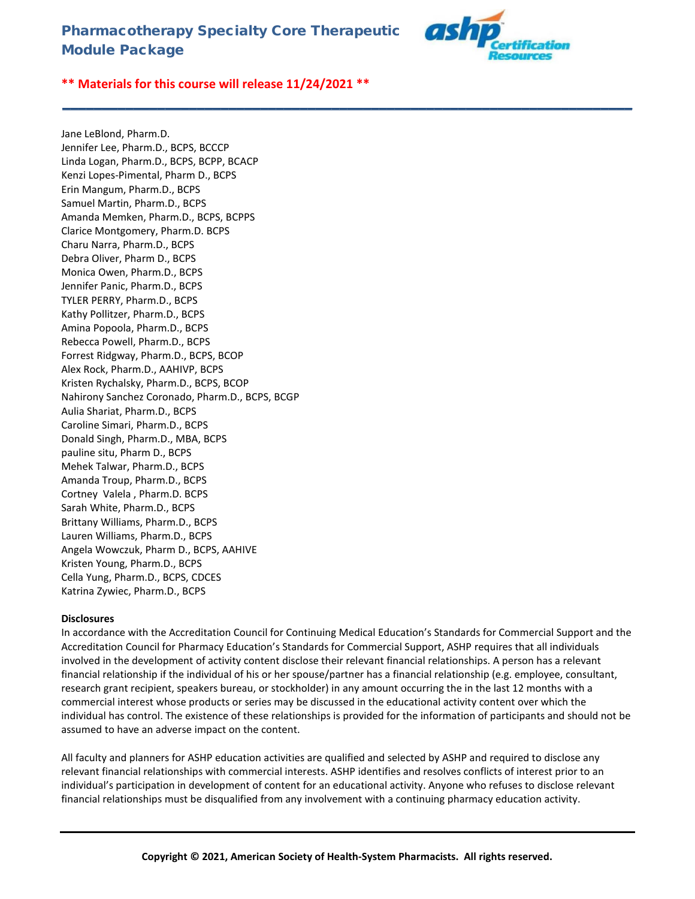**\*\* Materials for this course will release 11/24/2021 \*\***

Jane LeBlond, Pharm.D.
Jennifer Lee, Pharm.D., BCPS, BCCCP
Linda Logan, Pharm.D., BCPS, BCPP, BCACP
Kenzi Lopes-Pimental, Pharm D., BCPS
Erin Mangum, Pharm.D., BCPS
Samuel Martin, Pharm.D., BCPS
Amanda Memken, Pharm.D., BCPS, BCPPS
Clarice Montgomery, Pharm.D. BCPS
Charu Narra, Pharm.D., BCPS
Debra Oliver, Pharm D., BCPS
Monica Owen, Pharm.D., BCPS
Jennifer Panic, Pharm.D., BCPS
TYLER PERRY, Pharm.D., BCPS
Kathy Pollitzer, Pharm.D., BCPS
Amina Popoola, Pharm.D., BCPS
Rebecca Powell, Pharm.D., BCPS
Forrest Ridgway, Pharm.D., BCPS, BCOP
Alex Rock, Pharm.D., AAHIVP, BCPS
Kristen Rychalsky, Pharm.D., BCPS, BCOP
Nahirony Sanchez Coronado, Pharm.D., BCPS, BCGP
Aulia Shariat, Pharm.D., BCPS
Caroline Simari, Pharm.D., BCPS
Donald Singh, Pharm.D., MBA, BCPS
pauline situ, Pharm D., BCPS
Mehek Talwar, Pharm.D., BCPS
Amanda Troup, Pharm.D., BCPS
Cortney Valela , Pharm.D. BCPS
Sarah White, Pharm.D., BCPS
Brittany Williams, Pharm.D., BCPS
Lauren Williams, Pharm.D., BCPS
Angela Wowczuk, Pharm D., BCPS, AAHIVE
Kristen Young, Pharm.D., BCPS
Cella Yung, Pharm.D., BCPS, CDCES
Katrina Zywiec, Pharm.D., BCPS

**Disclosures**

In accordance with the Accreditation Council for Continuing Medical Education's Standards for Commercial Support and the Accreditation Council for Pharmacy Education's Standards for Commercial Support, ASHP requires that all individuals involved in the development of activity content disclose their relevant financial relationships. A person has a relevant financial relationship if the individual of his or her spouse/partner has a financial relationship (e.g. employee, consultant, research grant recipient, speakers bureau, or stockholder) in any amount occurring the in the last 12 months with a commercial interest whose products or series may be discussed in the educational activity content over which the individual has control. The existence of these relationships is provided for the information of participants and should not be assumed to have an adverse impact on the content.

All faculty and planners for ASHP education activities are qualified and selected by ASHP and required to disclose any relevant financial relationships with commercial interests. ASHP identifies and resolves conflicts of interest prior to an individual's participation in development of content for an educational activity. Anyone who refuses to disclose relevant financial relationships must be disqualified from any involvement with a continuing pharmacy education activity.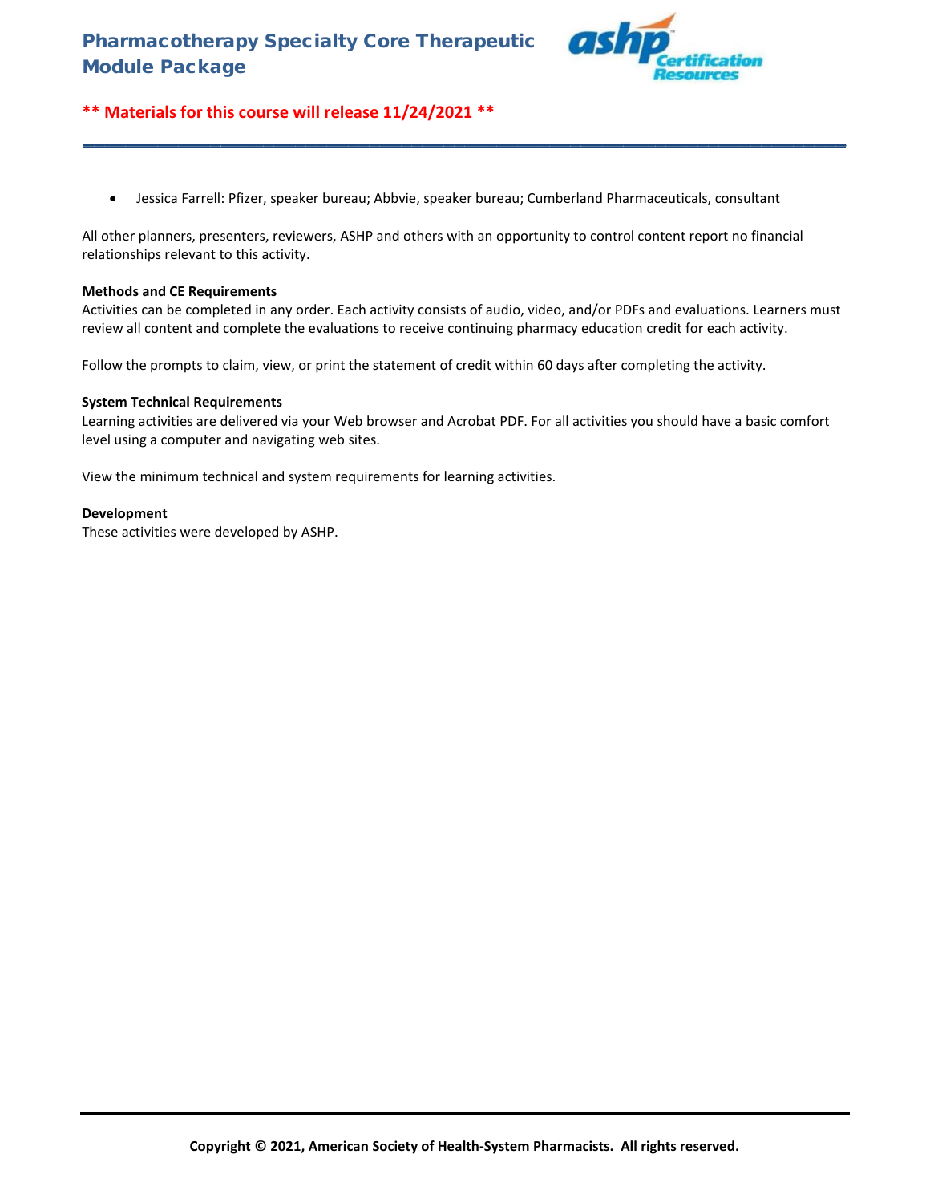- Jessica Farrell: Pfizer, speaker bureau; Abbvie, speaker bureau; Cumberland Pharmaceuticals, consultant

All other planners, presenters, reviewers, ASHP and others with an opportunity to control content report no financial relationships relevant to this activity.

**Methods and CE Requirements**
Activities can be completed in any order. Each activity consists of audio, video, and/or PDFs and evaluations. Learners must review all content and complete the evaluations to receive continuing pharmacy education credit for each activity.

Follow the prompts to claim, view, or print the statement of credit within 60 days after completing the activity.

**System Technical Requirements**
Learning activities are delivered via your Web browser and Acrobat PDF. For all activities you should have a basic comfort level using a computer and navigating web sites.

View the minimum technical and system requirements for learning activities.

**Development**
These activities were developed by ASHP.